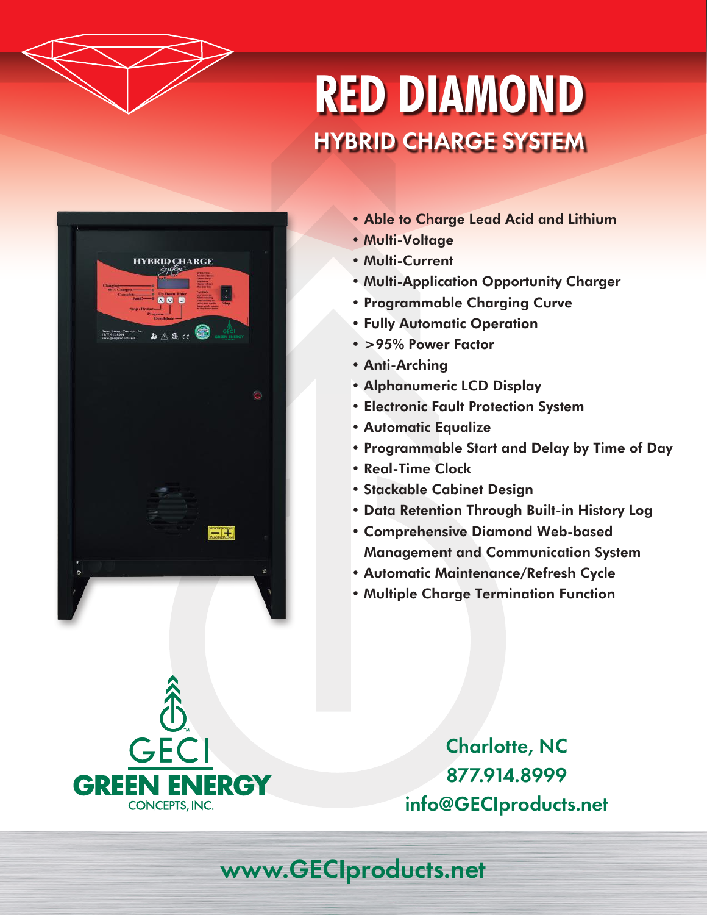# RED DIAMOND

## HYBRID CHARGE SYSTEM

- Able to Charge Lead Acid and Lithium
- Multi-Voltage
- Multi-Current
- Multi-Application Opportunity Charger
- Programmable Charging Curve
- Fully Automatic Operation
- >95% Power Factor
- Anti-Arching
- Alphanumeric LCD Display
- Electronic Fault Protection System
- Automatic Equalize
- Programmable Start and Delay by Time of Day
- Real-Time Clock
- Stackable Cabinet Design
- Data Retention Through Built-in History Log
- Comprehensive Diamond Web-based Management and Communication System
- Automatic Maintenance/Refresh Cycle
- Multiple Charge Termination Function

GECI
GREEN ENERGY
CONCEPTS, INC.

Charlotte, NC
877.914.8999
info@GECIproducts.net

www.GECIproducts.net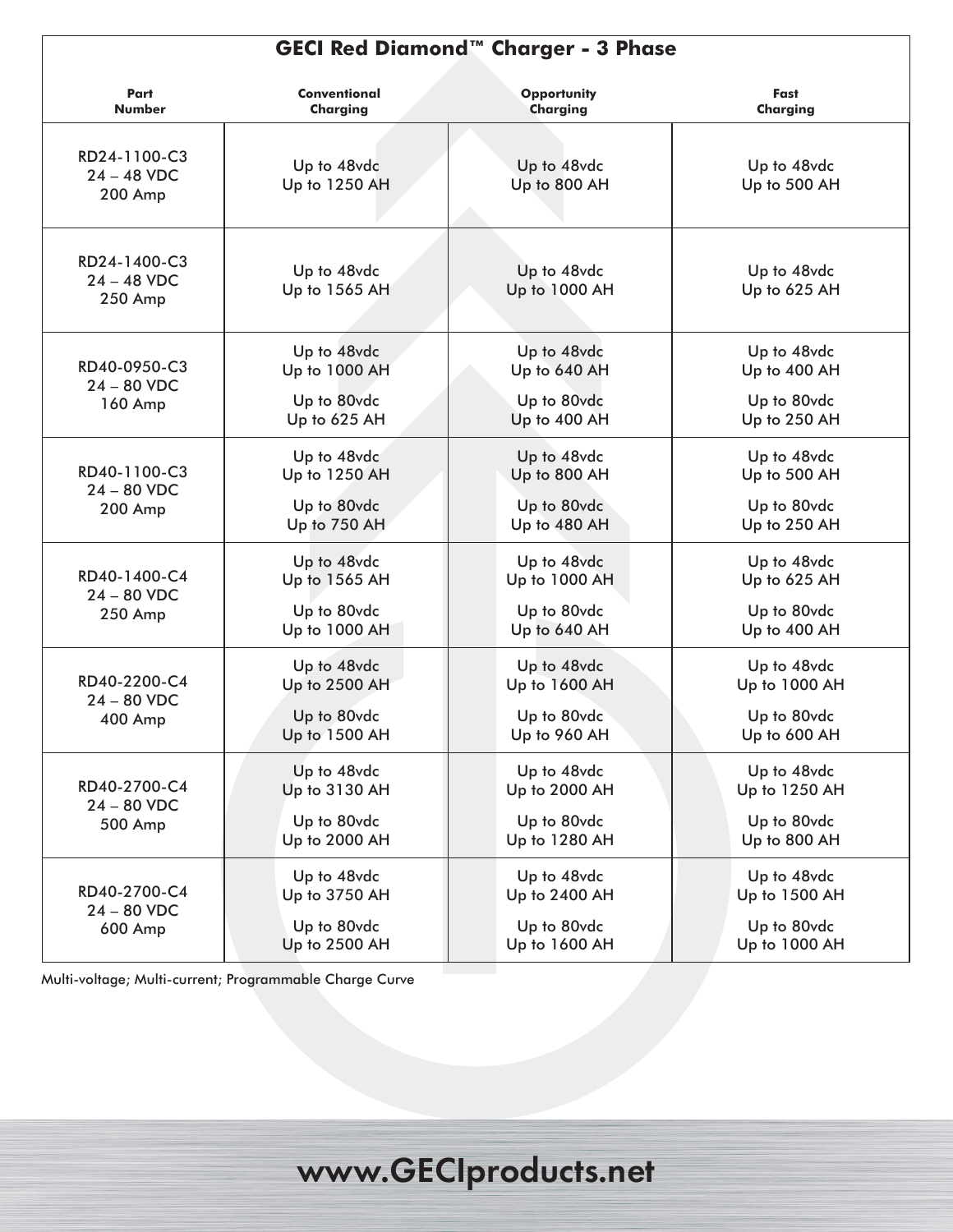## GECI Red Diamond™ Charger - 3 Phase

| Part Number | Conventional Charging | Opportunity Charging | Fast Charging |
|---|---|---|---|
| RD24-1100-C3 24 – 48 VDC 200 Amp | Up to 48vdc Up to 1250 AH | Up to 48vdc Up to 800 AH | Up to 48vdc Up to 500 AH |
| RD24-1400-C3 24 – 48 VDC 250 Amp | Up to 48vdc Up to 1565 AH | Up to 48vdc Up to 1000 AH | Up to 48vdc Up to 625 AH |
| RD40-0950-C3 24 – 80 VDC 160 Amp | Up to 48vdc Up to 1000 AH<br>Up to 80vdc Up to 625 AH | Up to 48vdc Up to 640 AH<br>Up to 80vdc Up to 400 AH | Up to 48vdc Up to 400 AH<br>Up to 80vdc Up to 250 AH |
| RD40-1100-C3 24 – 80 VDC 200 Amp | Up to 48vdc Up to 1250 AH<br>Up to 80vdc Up to 750 AH | Up to 48vdc Up to 800 AH<br>Up to 80vdc Up to 480 AH | Up to 48vdc Up to 500 AH<br>Up to 80vdc Up to 250 AH |
| RD40-1400-C4 24 – 80 VDC 250 Amp | Up to 48vdc Up to 1565 AH<br>Up to 80vdc Up to 1000 AH | Up to 48vdc Up to 1000 AH<br>Up to 80vdc Up to 640 AH | Up to 48vdc Up to 625 AH<br>Up to 80vdc Up to 400 AH |
| RD40-2200-C4 24 – 80 VDC 400 Amp | Up to 48vdc Up to 2500 AH<br>Up to 80vdc Up to 1500 AH | Up to 48vdc Up to 1600 AH<br>Up to 80vdc Up to 960 AH | Up to 48vdc Up to 1000 AH<br>Up to 80vdc Up to 600 AH |
| RD40-2700-C4 24 – 80 VDC 500 Amp | Up to 48vdc Up to 3130 AH<br>Up to 80vdc Up to 2000 AH | Up to 48vdc Up to 2000 AH<br>Up to 80vdc Up to 1280 AH | Up to 48vdc Up to 1250 AH<br>Up to 80vdc Up to 800 AH |
| RD40-2700-C4 24 – 80 VDC 600 Amp | Up to 48vdc Up to 3750 AH<br>Up to 80vdc Up to 2500 AH | Up to 48vdc Up to 2400 AH<br>Up to 80vdc Up to 1600 AH | Up to 48vdc Up to 1500 AH<br>Up to 80vdc Up to 1000 AH |

Multi-voltage; Multi-current; Programmable Charge Curve

www.GECIproducts.net